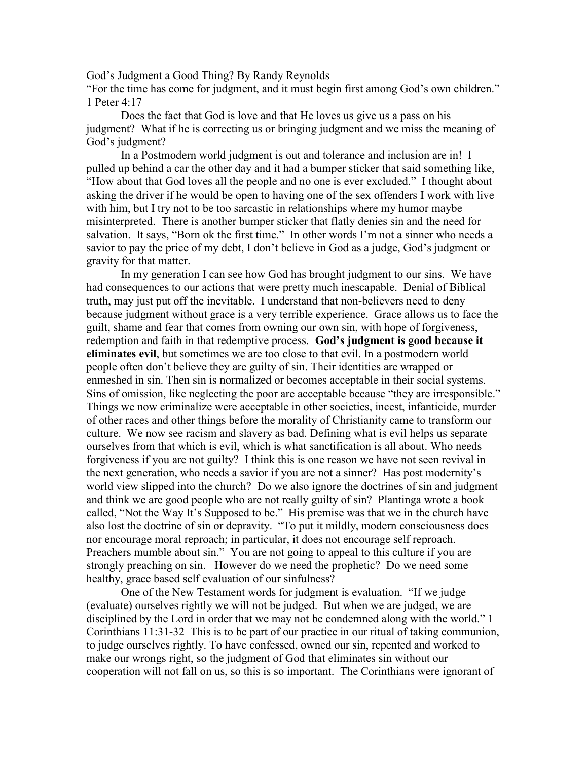God's Judgment a Good Thing? By Randy Reynolds

"For the time has come for judgment, and it must begin first among God's own children." 1 Peter 4:17

Does the fact that God is love and that He loves us give us a pass on his judgment? What if he is correcting us or bringing judgment and we miss the meaning of God's judgment?

In a Postmodern world judgment is out and tolerance and inclusion are in! I pulled up behind a car the other day and it had a bumper sticker that said something like, "How about that God loves all the people and no one is ever excluded." I thought about asking the driver if he would be open to having one of the sex offenders I work with live with him, but I try not to be too sarcastic in relationships where my humor maybe misinterpreted. There is another bumper sticker that flatly denies sin and the need for salvation. It says, "Born ok the first time." In other words I'm not a sinner who needs a savior to pay the price of my debt, I don't believe in God as a judge, God's judgment or gravity for that matter.

In my generation I can see how God has brought judgment to our sins. We have had consequences to our actions that were pretty much inescapable. Denial of Biblical truth, may just put off the inevitable. I understand that non-believers need to deny because judgment without grace is a very terrible experience. Grace allows us to face the guilt, shame and fear that comes from owning our own sin, with hope of forgiveness, redemption and faith in that redemptive process. **God's judgment is good because it eliminates evil**, but sometimes we are too close to that evil. In a postmodern world people often don't believe they are guilty of sin. Their identities are wrapped or enmeshed in sin. Then sin is normalized or becomes acceptable in their social systems. Sins of omission, like neglecting the poor are acceptable because "they are irresponsible." Things we now criminalize were acceptable in other societies, incest, infanticide, murder of other races and other things before the morality of Christianity came to transform our culture. We now see racism and slavery as bad. Defining what is evil helps us separate ourselves from that which is evil, which is what sanctification is all about. Who needs forgiveness if you are not guilty? I think this is one reason we have not seen revival in the next generation, who needs a savior if you are not a sinner? Has post modernity's world view slipped into the church? Do we also ignore the doctrines of sin and judgment and think we are good people who are not really guilty of sin? Plantinga wrote a book called, "Not the Way It's Supposed to be." His premise was that we in the church have also lost the doctrine of sin or depravity. "To put it mildly, modern consciousness does nor encourage moral reproach; in particular, it does not encourage self reproach. Preachers mumble about sin." You are not going to appeal to this culture if you are strongly preaching on sin. However do we need the prophetic? Do we need some healthy, grace based self evaluation of our sinfulness?

One of the New Testament words for judgment is evaluation. "If we judge (evaluate) ourselves rightly we will not be judged. But when we are judged, we are disciplined by the Lord in order that we may not be condemned along with the world." 1 Corinthians 11:31-32 This is to be part of our practice in our ritual of taking communion, to judge ourselves rightly. To have confessed, owned our sin, repented and worked to make our wrongs right, so the judgment of God that eliminates sin without our cooperation will not fall on us, so this is so important. The Corinthians were ignorant of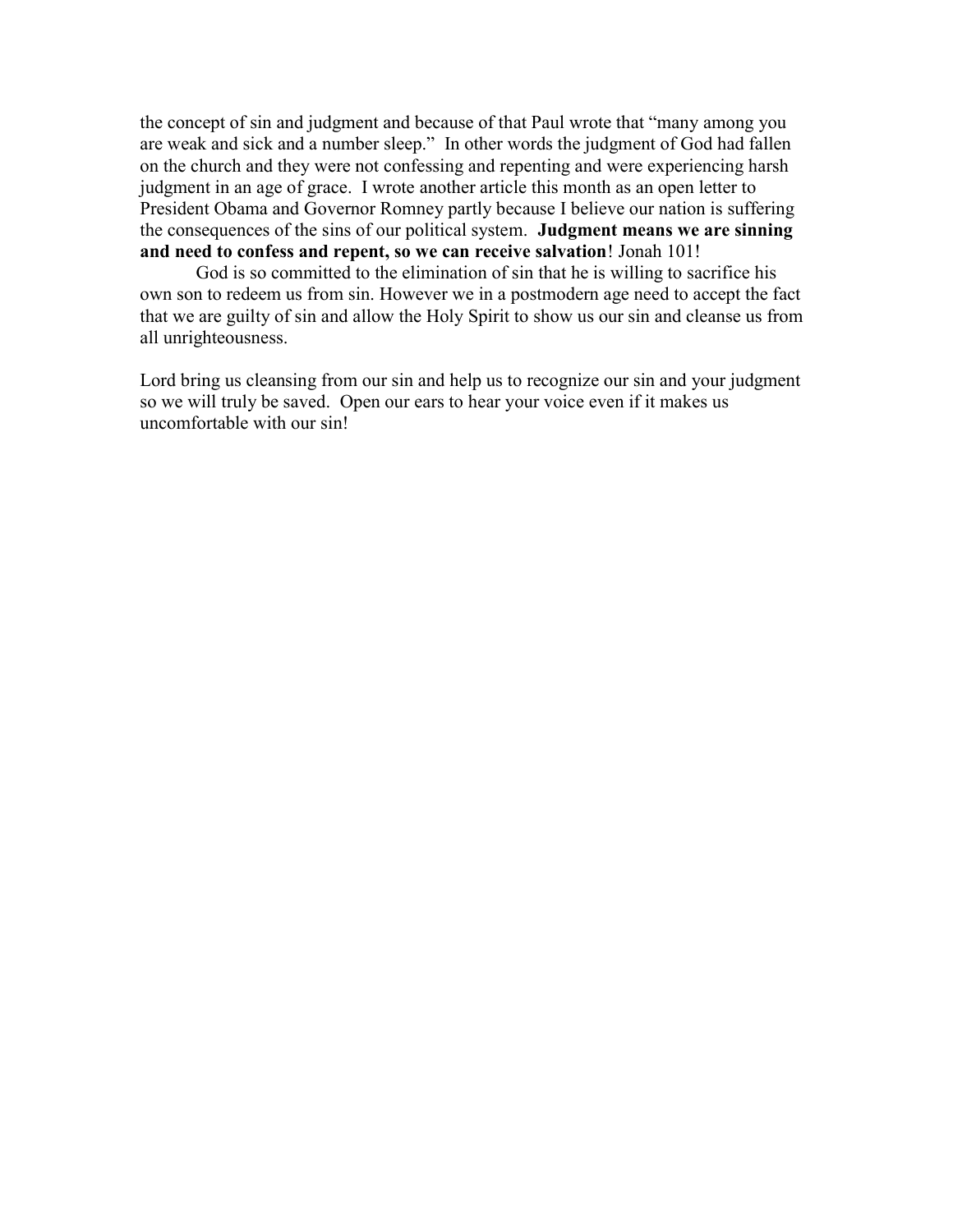the concept of sin and judgment and because of that Paul wrote that "many among you are weak and sick and a number sleep." In other words the judgment of God had fallen on the church and they were not confessing and repenting and were experiencing harsh judgment in an age of grace. I wrote another article this month as an open letter to President Obama and Governor Romney partly because I believe our nation is suffering the consequences of the sins of our political system. **Judgment means we are sinning and need to confess and repent, so we can receive salvation**! Jonah 101!

God is so committed to the elimination of sin that he is willing to sacrifice his own son to redeem us from sin. However we in a postmodern age need to accept the fact that we are guilty of sin and allow the Holy Spirit to show us our sin and cleanse us from all unrighteousness.

Lord bring us cleansing from our sin and help us to recognize our sin and your judgment so we will truly be saved. Open our ears to hear your voice even if it makes us uncomfortable with our sin!